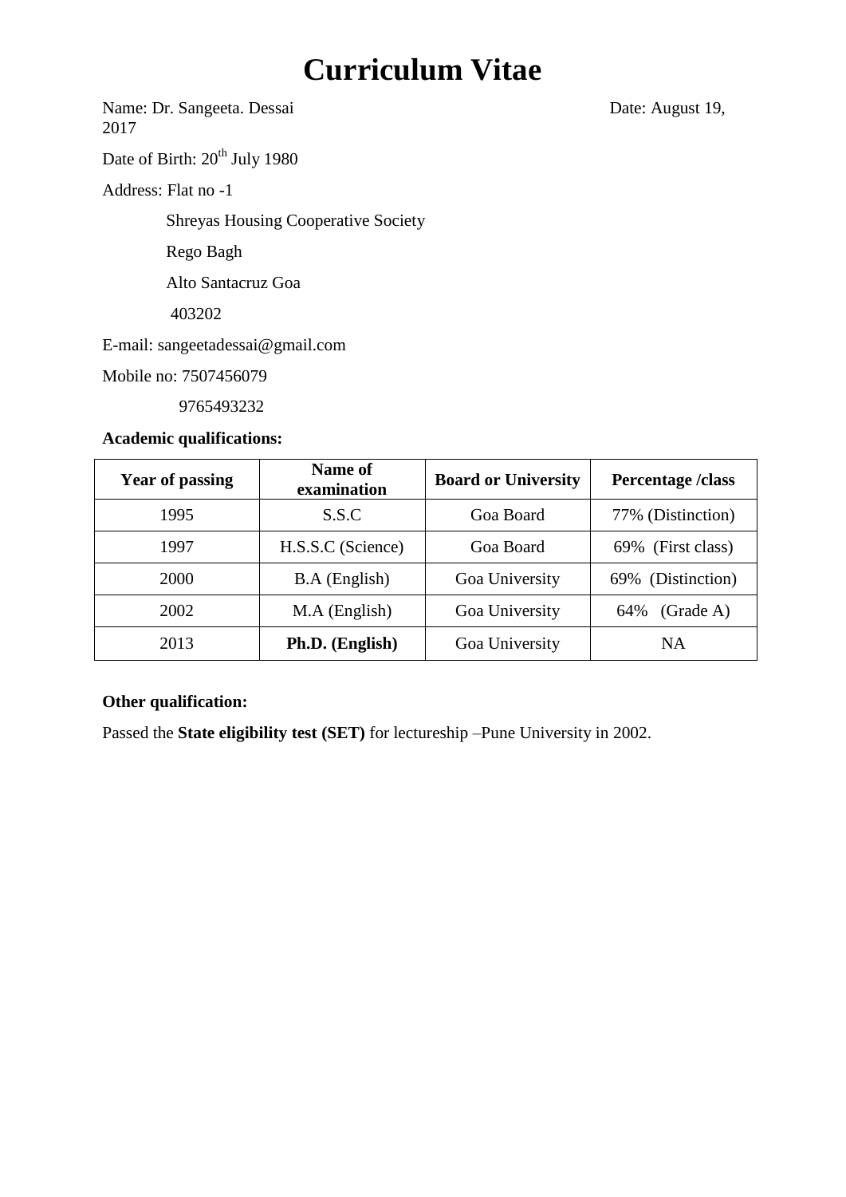# Curriculum Vitae

Name: Dr. Sangeeta. Dessai Date: August 19, 2017

Date of Birth: 20th July 1980

Address: Flat no -1

Shreyas Housing Cooperative Society

Rego Bagh

Alto Santacruz Goa

403202

E-mail: sangeetadessai@gmail.com

Mobile no: 7507456079

9765493232

**Academic qualifications:**

| Year of passing | Name of examination | Board or University | Percentage /class |
| --- | --- | --- | --- |
| 1995 | S.S.C | Goa Board | 77% (Distinction) |
| 1997 | H.S.S.C (Science) | Goa Board | 69% (First class) |
| 2000 | B.A (English) | Goa University | 69% (Distinction) |
| 2002 | M.A (English) | Goa University | 64% (Grade A) |
| 2013 | **Ph.D. (English)** | Goa University | NA |

**Other qualification:**

Passed the **State eligibility test (SET)** for lectureship –Pune University in 2002.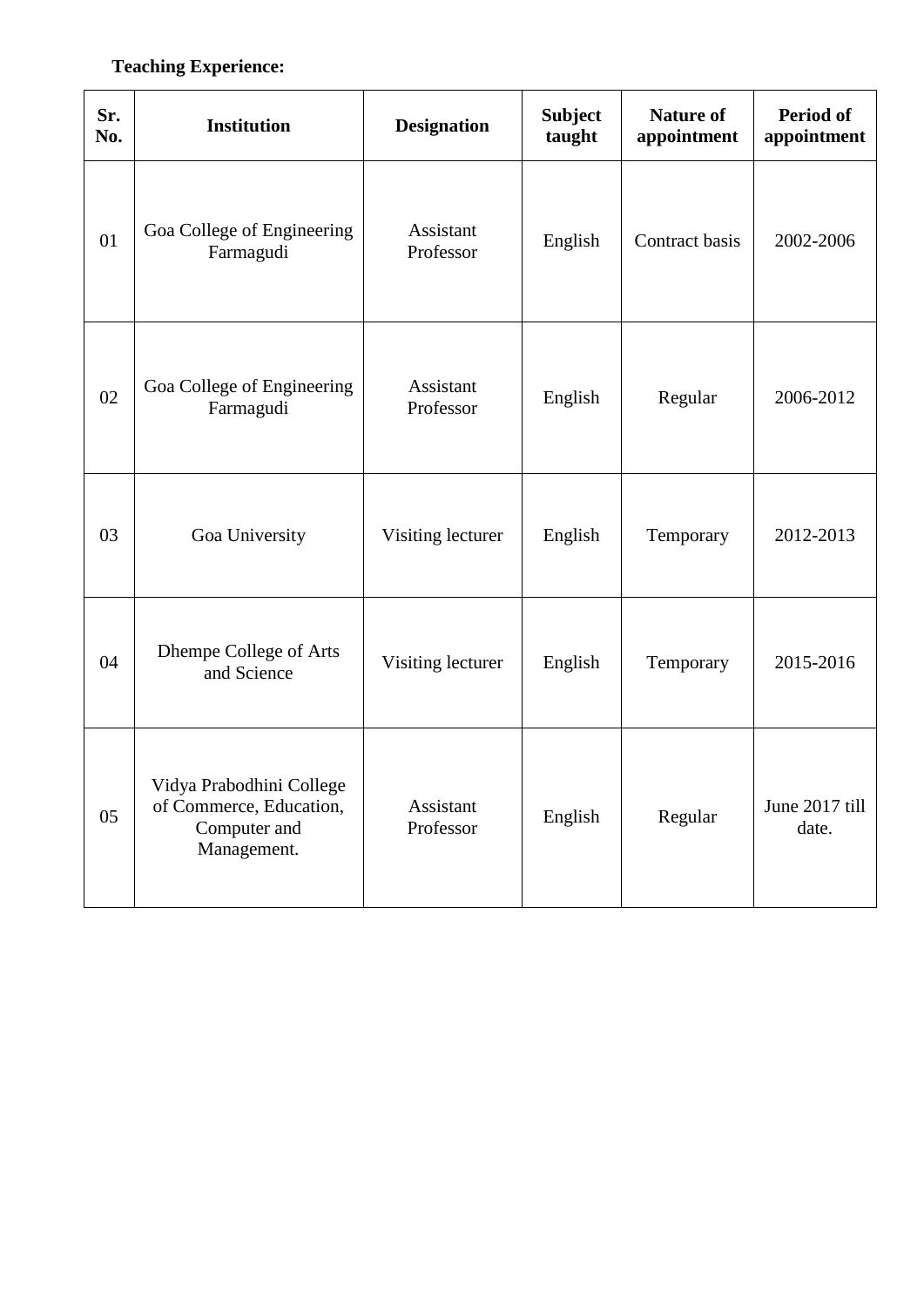**Teaching Experience:**

| Sr. No. | Institution | Designation | Subject taught | Nature of appointment | Period of appointment |
|---|---|---|---|---|---|
| 01 | Goa College of Engineering Farmagudi | Assistant Professor | English | Contract basis | 2002-2006 |
| 02 | Goa College of Engineering Farmagudi | Assistant Professor | English | Regular | 2006-2012 |
| 03 | Goa University | Visiting lecturer | English | Temporary | 2012-2013 |
| 04 | Dhempe College of Arts and Science | Visiting lecturer | English | Temporary | 2015-2016 |
| 05 | Vidya Prabodhini College of Commerce, Education, Computer and Management. | Assistant Professor | English | Regular | June 2017 till date. |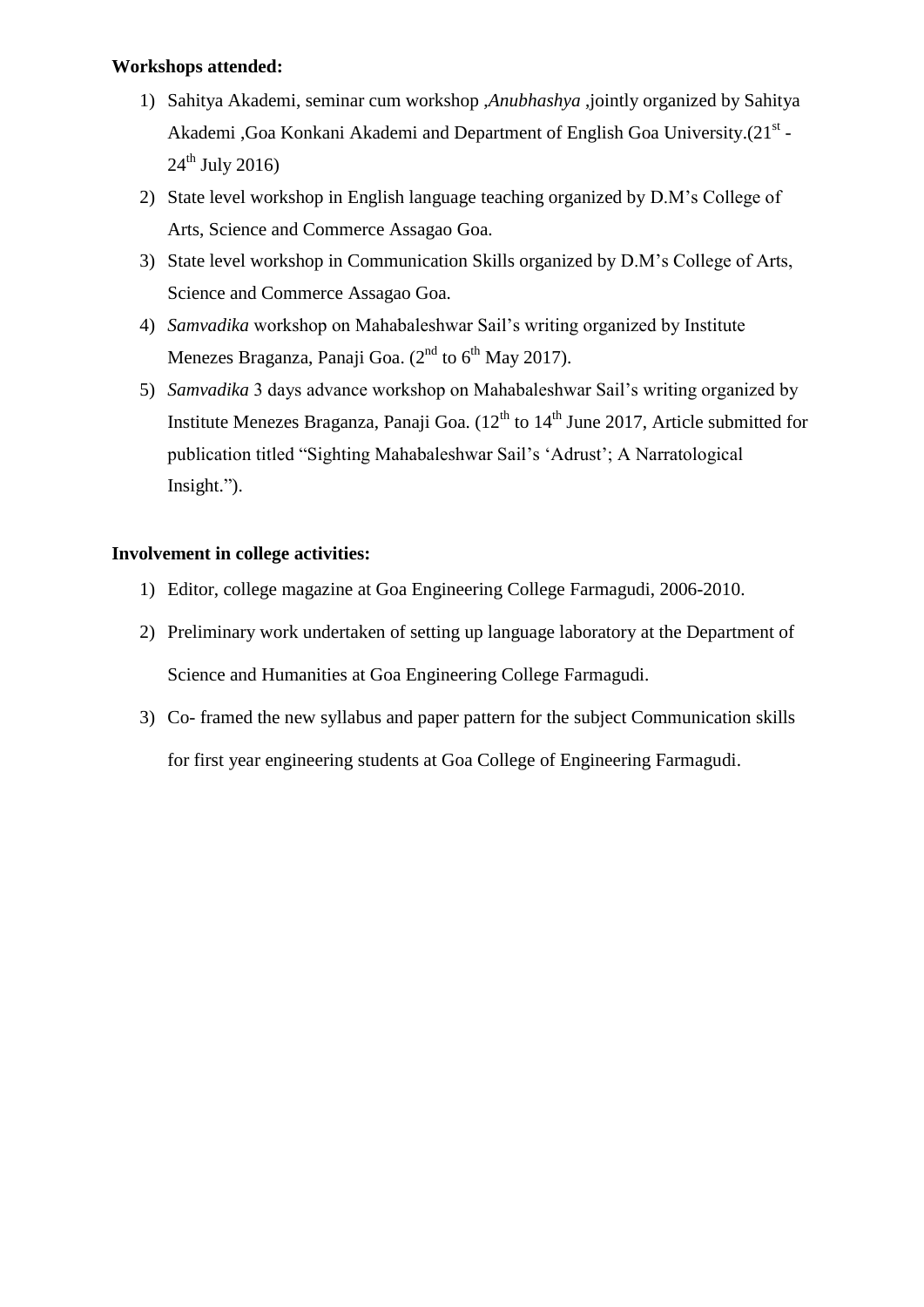**Workshops attended:**

1) Sahitya Akademi, seminar cum workshop ,*Anubhashya* ,jointly organized by Sahitya Akademi ,Goa Konkani Akademi and Department of English Goa University.(21st - 24th July 2016)
2) State level workshop in English language teaching organized by D.M's College of Arts, Science and Commerce Assagao Goa.
3) State level workshop in Communication Skills organized by D.M's College of Arts, Science and Commerce Assagao Goa.
4) *Samvadika* workshop on Mahabaleshwar Sail's writing organized by Institute Menezes Braganza, Panaji Goa. (2nd to 6th May 2017).
5) *Samvadika* 3 days advance workshop on Mahabaleshwar Sail's writing organized by Institute Menezes Braganza, Panaji Goa. (12th to 14th June 2017, Article submitted for publication titled "Sighting Mahabaleshwar Sail's 'Adrust'; A Narratological Insight.").

**Involvement in college activities:**

1) Editor, college magazine at Goa Engineering College Farmagudi, 2006-2010.
2) Preliminary work undertaken of setting up language laboratory at the Department of Science and Humanities at Goa Engineering College Farmagudi.
3) Co- framed the new syllabus and paper pattern for the subject Communication skills for first year engineering students at Goa College of Engineering Farmagudi.